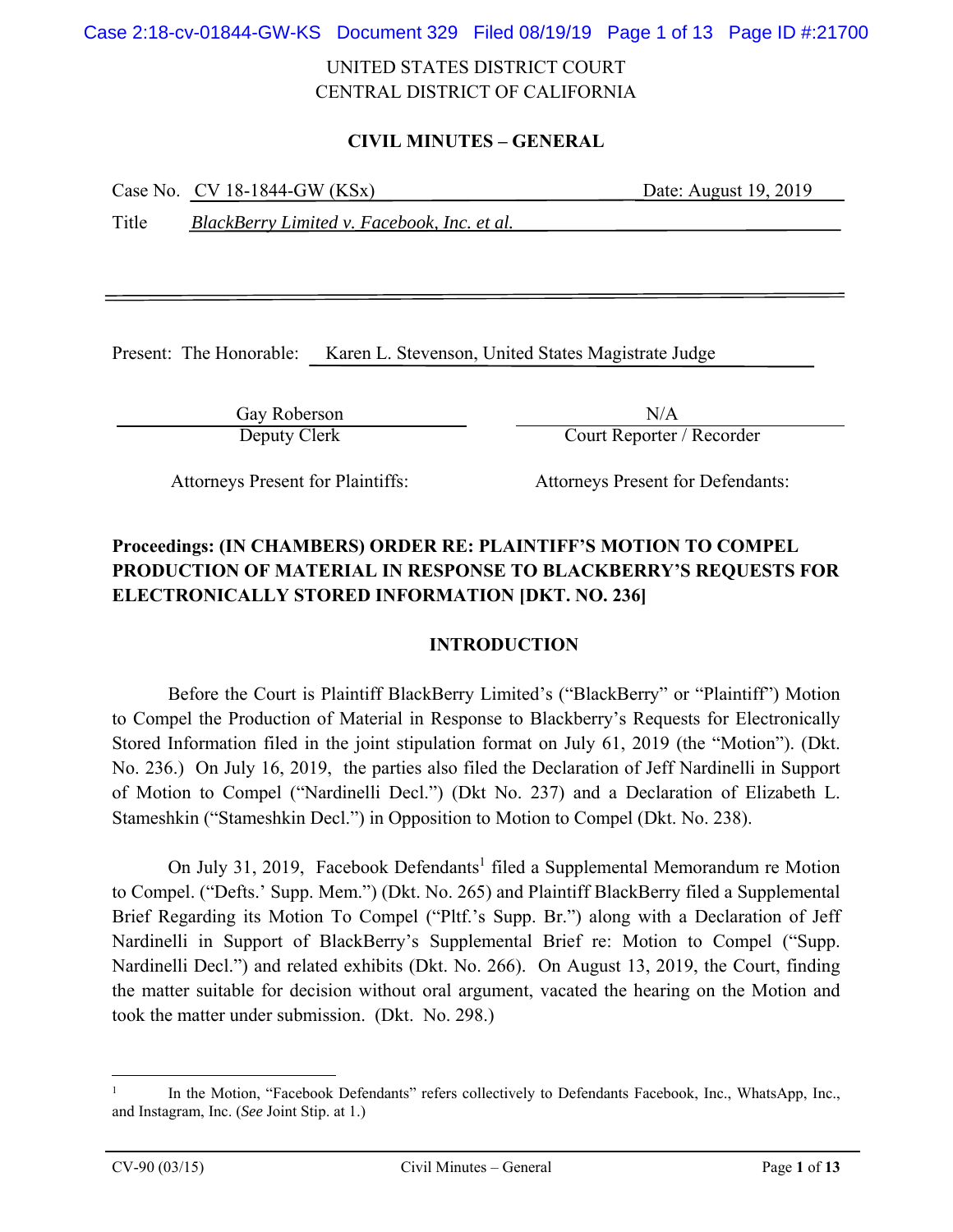UNITED STATES DISTRICT COURT
CENTRAL DISTRICT OF CALIFORNIA

**CIVIL MINUTES – GENERAL**

Case No. CV 18-1844-GW (KSx) Date: August 19, 2019

Title *BlackBerry Limited v. Facebook, Inc. et al.*

Present: The Honorable: Karen L. Stevenson, United States Magistrate Judge

| Gay Roberson | N/A |
|---|---|
| Deputy Clerk | Court Reporter / Recorder |

Attorneys Present for Plaintiffs: Attorneys Present for Defendants:

**Proceedings: (IN CHAMBERS) ORDER RE: PLAINTIFF'S MOTION TO COMPEL PRODUCTION OF MATERIAL IN RESPONSE TO BLACKBERRY'S REQUESTS FOR ELECTRONICALLY STORED INFORMATION [DKT. NO. 236]**

## INTRODUCTION

Before the Court is Plaintiff BlackBerry Limited's ("BlackBerry" or "Plaintiff") Motion to Compel the Production of Material in Response to Blackberry's Requests for Electronically Stored Information filed in the joint stipulation format on July 61, 2019 (the "Motion"). (Dkt. No. 236.) On July 16, 2019, the parties also filed the Declaration of Jeff Nardinelli in Support of Motion to Compel ("Nardinelli Decl.") (Dkt No. 237) and a Declaration of Elizabeth L. Stameshkin ("Stameshkin Decl.") in Opposition to Motion to Compel (Dkt. No. 238).

On July 31, 2019, Facebook Defendants[1] filed a Supplemental Memorandum re Motion to Compel. ("Defts.' Supp. Mem.") (Dkt. No. 265) and Plaintiff BlackBerry filed a Supplemental Brief Regarding its Motion To Compel ("Pltf.'s Supp. Br.") along with a Declaration of Jeff Nardinelli in Support of BlackBerry's Supplemental Brief re: Motion to Compel ("Supp. Nardinelli Decl.") and related exhibits (Dkt. No. 266). On August 13, 2019, the Court, finding the matter suitable for decision without oral argument, vacated the hearing on the Motion and took the matter under submission. (Dkt. No. 298.)

[1] In the Motion, "Facebook Defendants" refers collectively to Defendants Facebook, Inc., WhatsApp, Inc., and Instagram, Inc. (*See* Joint Stip. at 1.)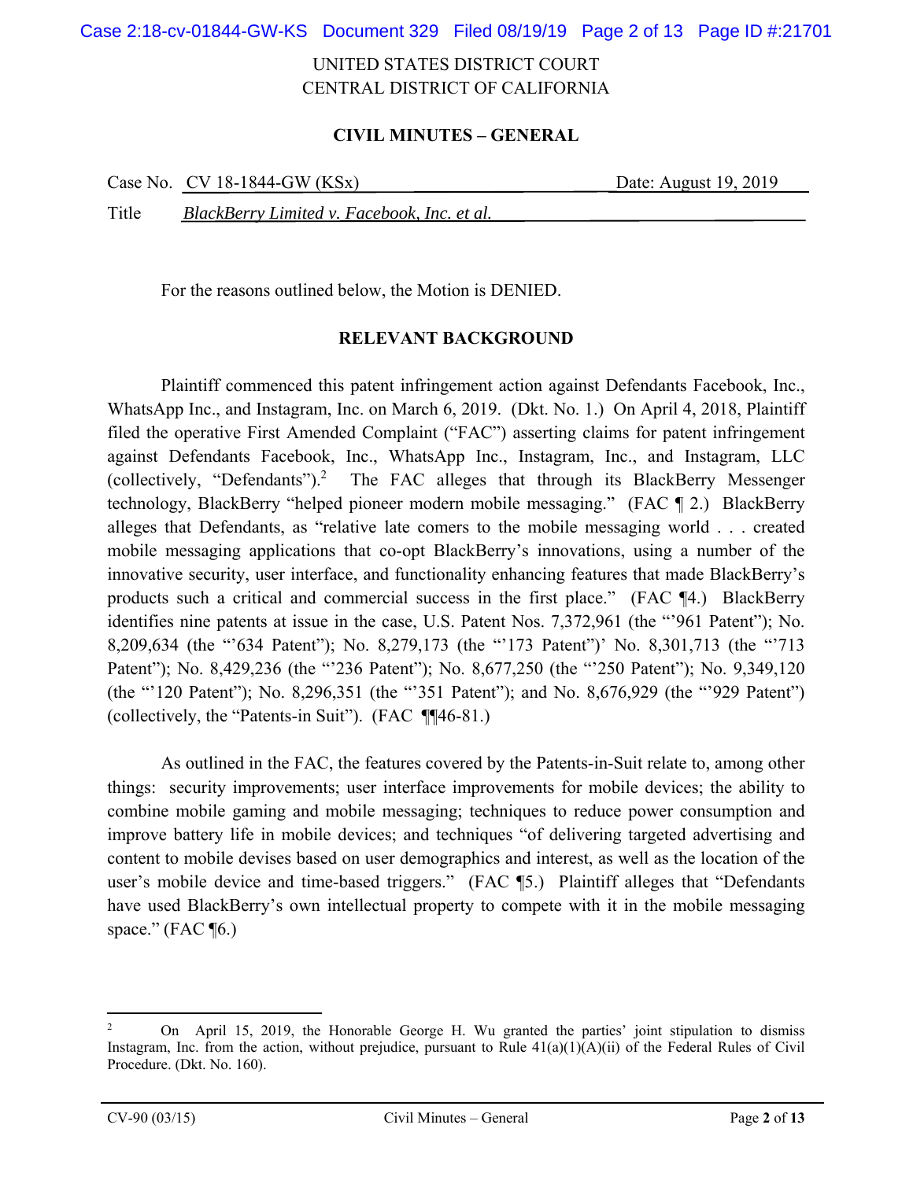UNITED STATES DISTRICT COURT
CENTRAL DISTRICT OF CALIFORNIA

**CIVIL MINUTES – GENERAL**

Case No. CV 18-1844-GW (KSx) Date: August 19, 2019

Title *BlackBerry Limited v. Facebook, Inc. et al.*

For the reasons outlined below, the Motion is DENIED.

**RELEVANT BACKGROUND**

Plaintiff commenced this patent infringement action against Defendants Facebook, Inc., WhatsApp Inc., and Instagram, Inc. on March 6, 2019. (Dkt. No. 1.) On April 4, 2018, Plaintiff filed the operative First Amended Complaint ("FAC") asserting claims for patent infringement against Defendants Facebook, Inc., WhatsApp Inc., Instagram, Inc., and Instagram, LLC (collectively, "Defendants").[2] The FAC alleges that through its BlackBerry Messenger technology, BlackBerry "helped pioneer modern mobile messaging." (FAC ¶ 2.) BlackBerry alleges that Defendants, as "relative late comers to the mobile messaging world . . . created mobile messaging applications that co-opt BlackBerry's innovations, using a number of the innovative security, user interface, and functionality enhancing features that made BlackBerry's products such a critical and commercial success in the first place." (FAC ¶4.) BlackBerry identifies nine patents at issue in the case, U.S. Patent Nos. 7,372,961 (the "'961 Patent"); No. 8,209,634 (the "'634 Patent"); No. 8,279,173 (the "'173 Patent")' No. 8,301,713 (the "'713 Patent"); No. 8,429,236 (the "'236 Patent"); No. 8,677,250 (the "'250 Patent"); No. 9,349,120 (the "'120 Patent"); No. 8,296,351 (the "'351 Patent"); and No. 8,676,929 (the "'929 Patent") (collectively, the "Patents-in Suit"). (FAC ¶¶46-81.)

As outlined in the FAC, the features covered by the Patents-in-Suit relate to, among other things: security improvements; user interface improvements for mobile devices; the ability to combine mobile gaming and mobile messaging; techniques to reduce power consumption and improve battery life in mobile devices; and techniques "of delivering targeted advertising and content to mobile devises based on user demographics and interest, as well as the location of the user's mobile device and time-based triggers." (FAC ¶5.) Plaintiff alleges that "Defendants have used BlackBerry's own intellectual property to compete with it in the mobile messaging space." (FAC ¶6.)

---

[2] On April 15, 2019, the Honorable George H. Wu granted the parties' joint stipulation to dismiss Instagram, Inc. from the action, without prejudice, pursuant to Rule 41(a)(1)(A)(ii) of the Federal Rules of Civil Procedure. (Dkt. No. 160).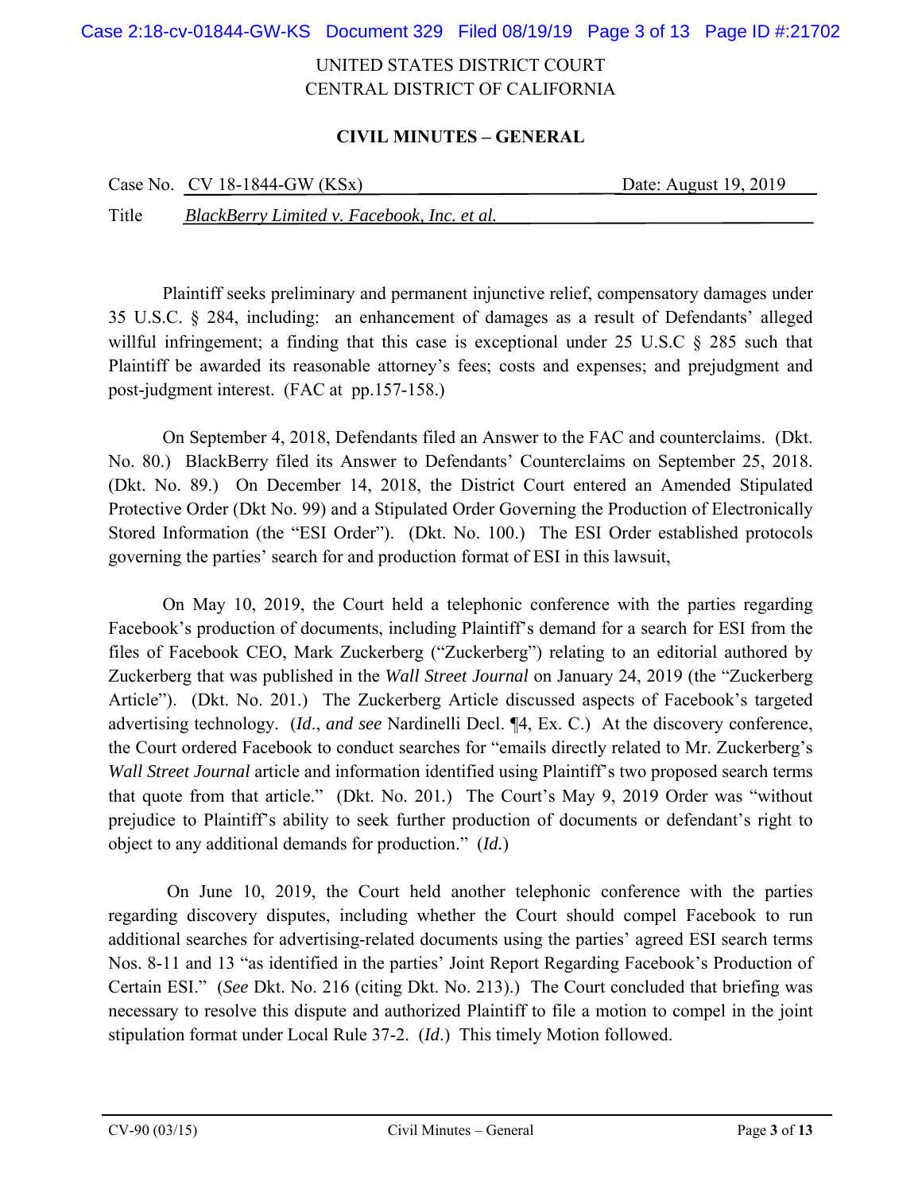UNITED STATES DISTRICT COURT
CENTRAL DISTRICT OF CALIFORNIA

**CIVIL MINUTES – GENERAL**

Case No. CV 18-1844-GW (KSx) Date: August 19, 2019

Title *BlackBerry Limited v. Facebook, Inc. et al.*

Plaintiff seeks preliminary and permanent injunctive relief, compensatory damages under 35 U.S.C. § 284, including: an enhancement of damages as a result of Defendants' alleged willful infringement; a finding that this case is exceptional under 25 U.S.C § 285 such that Plaintiff be awarded its reasonable attorney's fees; costs and expenses; and prejudgment and post-judgment interest. (FAC at pp.157-158.)

On September 4, 2018, Defendants filed an Answer to the FAC and counterclaims. (Dkt. No. 80.) BlackBerry filed its Answer to Defendants' Counterclaims on September 25, 2018. (Dkt. No. 89.) On December 14, 2018, the District Court entered an Amended Stipulated Protective Order (Dkt No. 99) and a Stipulated Order Governing the Production of Electronically Stored Information (the "ESI Order"). (Dkt. No. 100.) The ESI Order established protocols governing the parties' search for and production format of ESI in this lawsuit,

On May 10, 2019, the Court held a telephonic conference with the parties regarding Facebook's production of documents, including Plaintiff's demand for a search for ESI from the files of Facebook CEO, Mark Zuckerberg ("Zuckerberg") relating to an editorial authored by Zuckerberg that was published in the *Wall Street Journal* on January 24, 2019 (the "Zuckerberg Article"). (Dkt. No. 201.) The Zuckerberg Article discussed aspects of Facebook's targeted advertising technology. (*Id*., *and see* Nardinelli Decl. ¶4, Ex. C.) At the discovery conference, the Court ordered Facebook to conduct searches for "emails directly related to Mr. Zuckerberg's *Wall Street Journal* article and information identified using Plaintiff's two proposed search terms that quote from that article." (Dkt. No. 201.) The Court's May 9, 2019 Order was "without prejudice to Plaintiff's ability to seek further production of documents or defendant's right to object to any additional demands for production." (*Id.*)

On June 10, 2019, the Court held another telephonic conference with the parties regarding discovery disputes, including whether the Court should compel Facebook to run additional searches for advertising-related documents using the parties' agreed ESI search terms Nos. 8-11 and 13 "as identified in the parties' Joint Report Regarding Facebook's Production of Certain ESI." (*See* Dkt. No. 216 (citing Dkt. No. 213).) The Court concluded that briefing was necessary to resolve this dispute and authorized Plaintiff to file a motion to compel in the joint stipulation format under Local Rule 37-2. (*Id*.) This timely Motion followed.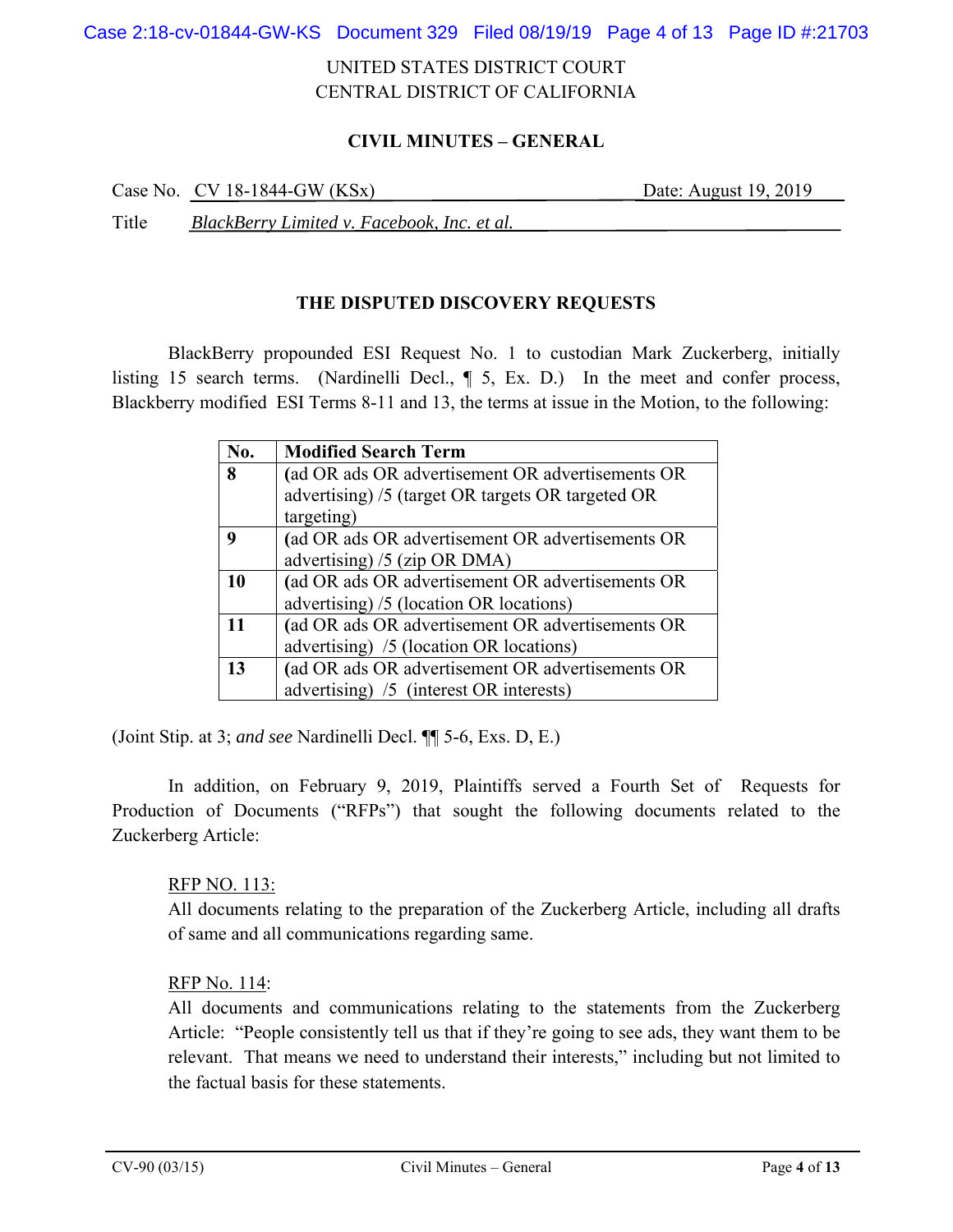UNITED STATES DISTRICT COURT
CENTRAL DISTRICT OF CALIFORNIA

**CIVIL MINUTES – GENERAL**

Case No. CV 18-1844-GW (KSx) Date: August 19, 2019

Title *BlackBerry Limited v. Facebook, Inc. et al.*

**THE DISPUTED DISCOVERY REQUESTS**

BlackBerry propounded ESI Request No. 1 to custodian Mark Zuckerberg, initially listing 15 search terms. (Nardinelli Decl., ¶ 5, Ex. D.) In the meet and confer process, Blackberry modified ESI Terms 8-11 and 13, the terms at issue in the Motion, to the following:

| No. | Modified Search Term |
|---|---|
| **8** | (ad OR ads OR advertisement OR advertisements OR advertising) /5 (target OR targets OR targeted OR targeting) |
| **9** | (ad OR ads OR advertisement OR advertisements OR advertising) /5 (zip OR DMA) |
| **10** | (ad OR ads OR advertisement OR advertisements OR advertising) /5 (location OR locations) |
| **11** | (ad OR ads OR advertisement OR advertisements OR advertising) /5 (location OR locations) |
| **13** | (ad OR ads OR advertisement OR advertisements OR advertising) /5 (interest OR interests) |

(Joint Stip. at 3; *and see* Nardinelli Decl. ¶¶ 5-6, Exs. D, E.)

In addition, on February 9, 2019, Plaintiffs served a Fourth Set of Requests for Production of Documents ("RFPs") that sought the following documents related to the Zuckerberg Article:

RFP NO. 113:
All documents relating to the preparation of the Zuckerberg Article, including all drafts of same and all communications regarding same.

RFP No. 114:
All documents and communications relating to the statements from the Zuckerberg Article: "People consistently tell us that if they're going to see ads, they want them to be relevant. That means we need to understand their interests," including but not limited to the factual basis for these statements.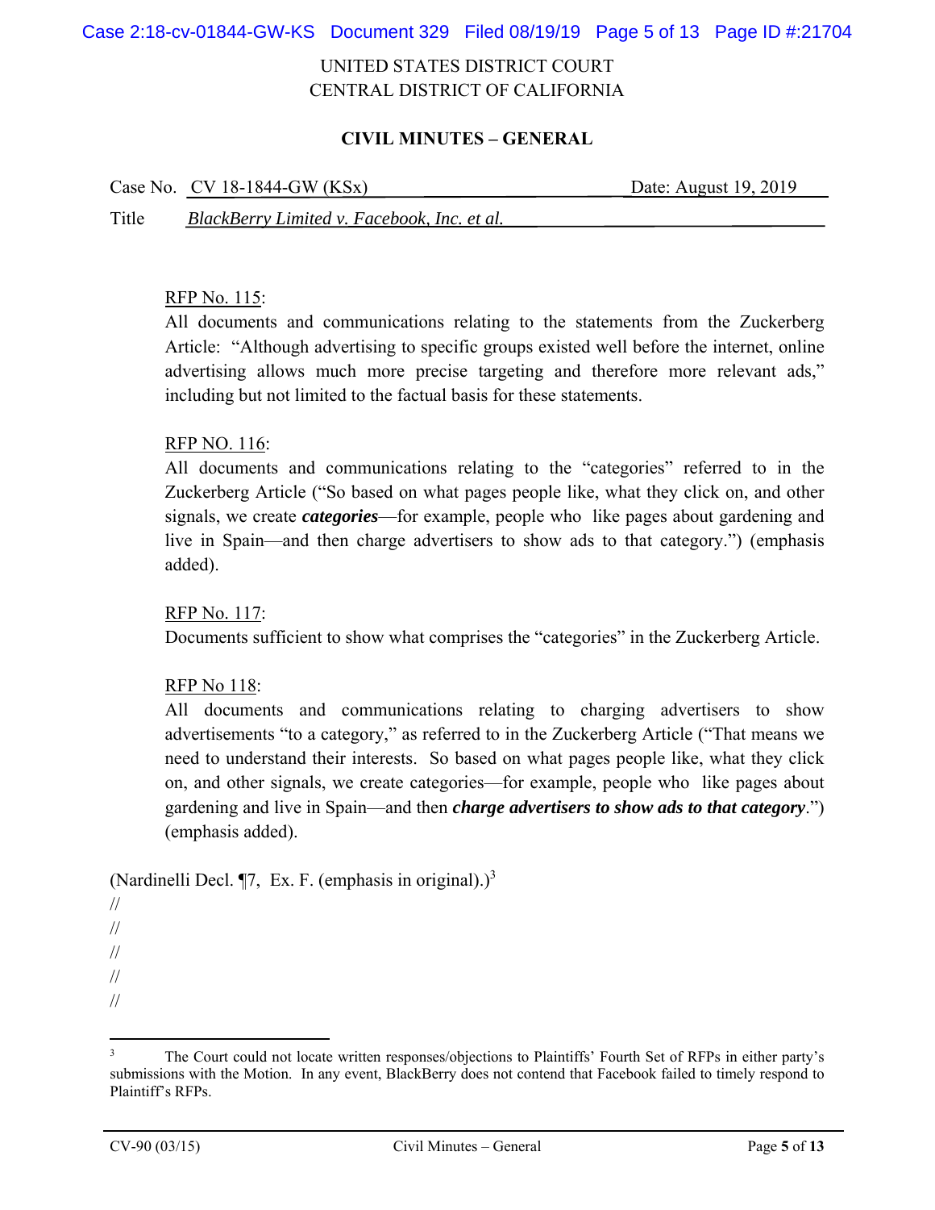UNITED STATES DISTRICT COURT
CENTRAL DISTRICT OF CALIFORNIA

**CIVIL MINUTES – GENERAL**

Case No. CV 18-1844-GW (KSx) Date: August 19, 2019

Title *BlackBerry Limited v. Facebook, Inc. et al.*

RFP No. 115:
All documents and communications relating to the statements from the Zuckerberg Article: "Although advertising to specific groups existed well before the internet, online advertising allows much more precise targeting and therefore more relevant ads," including but not limited to the factual basis for these statements.

RFP NO. 116:
All documents and communications relating to the "categories" referred to in the Zuckerberg Article ("So based on what pages people like, what they click on, and other signals, we create ***categories***—for example, people who like pages about gardening and live in Spain—and then charge advertisers to show ads to that category.") (emphasis added).

RFP No. 117:
Documents sufficient to show what comprises the "categories" in the Zuckerberg Article.

RFP No 118:
All documents and communications relating to charging advertisers to show advertisements "to a category," as referred to in the Zuckerberg Article ("That means we need to understand their interests. So based on what pages people like, what they click on, and other signals, we create categories—for example, people who like pages about gardening and live in Spain—and then ***charge advertisers to show ads to that category***.") (emphasis added).

(Nardinelli Decl. ¶7, Ex. F. (emphasis in original).)[3]

//
//
//
//
//

[3] The Court could not locate written responses/objections to Plaintiffs' Fourth Set of RFPs in either party's submissions with the Motion. In any event, BlackBerry does not contend that Facebook failed to timely respond to Plaintiff's RFPs.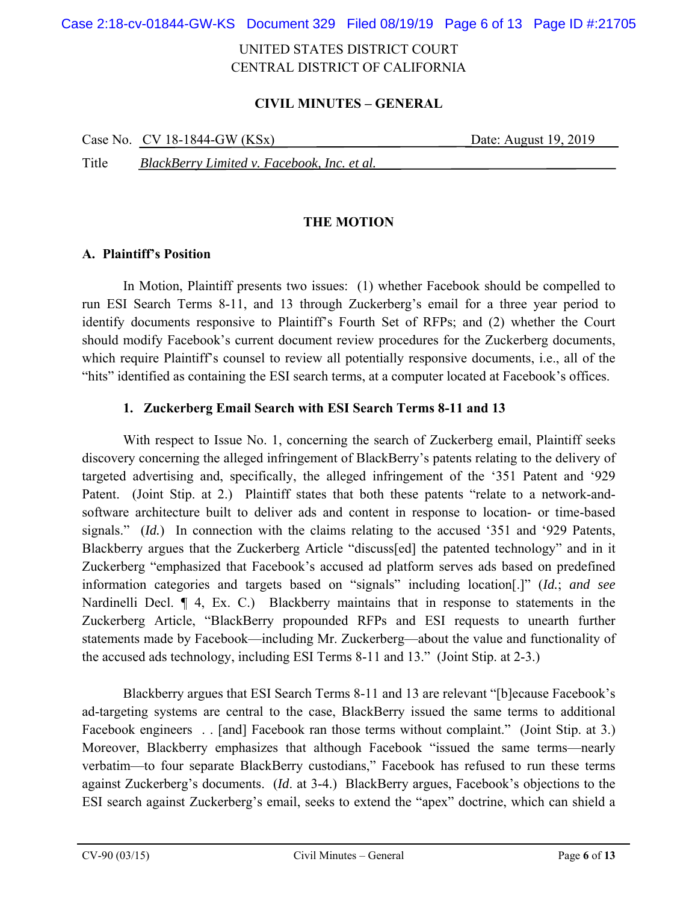UNITED STATES DISTRICT COURT
CENTRAL DISTRICT OF CALIFORNIA

**CIVIL MINUTES – GENERAL**

Case No. CV 18-1844-GW (KSx) Date: August 19, 2019

Title *BlackBerry Limited v. Facebook, Inc. et al.*

## THE MOTION

### A. Plaintiff's Position

In Motion, Plaintiff presents two issues: (1) whether Facebook should be compelled to run ESI Search Terms 8-11, and 13 through Zuckerberg's email for a three year period to identify documents responsive to Plaintiff's Fourth Set of RFPs; and (2) whether the Court should modify Facebook's current document review procedures for the Zuckerberg documents, which require Plaintiff's counsel to review all potentially responsive documents, i.e., all of the "hits" identified as containing the ESI search terms, at a computer located at Facebook's offices.

#### 1. Zuckerberg Email Search with ESI Search Terms 8-11 and 13

With respect to Issue No. 1, concerning the search of Zuckerberg email, Plaintiff seeks discovery concerning the alleged infringement of BlackBerry's patents relating to the delivery of targeted advertising and, specifically, the alleged infringement of the '351 Patent and '929 Patent. (Joint Stip. at 2.) Plaintiff states that both these patents "relate to a network-and-software architecture built to deliver ads and content in response to location- or time-based signals." (*Id.*) In connection with the claims relating to the accused '351 and '929 Patents, Blackberry argues that the Zuckerberg Article "discuss[ed] the patented technology" and in it Zuckerberg "emphasized that Facebook's accused ad platform serves ads based on predefined information categories and targets based on "signals" including location[.]" (*Id.*; *and see* Nardinelli Decl. ¶ 4, Ex. C.) Blackberry maintains that in response to statements in the Zuckerberg Article, "BlackBerry propounded RFPs and ESI requests to unearth further statements made by Facebook—including Mr. Zuckerberg—about the value and functionality of the accused ads technology, including ESI Terms 8-11 and 13." (Joint Stip. at 2-3.)

Blackberry argues that ESI Search Terms 8-11 and 13 are relevant "[b]ecause Facebook's ad-targeting systems are central to the case, BlackBerry issued the same terms to additional Facebook engineers . . [and] Facebook ran those terms without complaint." (Joint Stip. at 3.) Moreover, Blackberry emphasizes that although Facebook "issued the same terms—nearly verbatim—to four separate BlackBerry custodians," Facebook has refused to run these terms against Zuckerberg's documents. (*Id*. at 3-4.) BlackBerry argues, Facebook's objections to the ESI search against Zuckerberg's email, seeks to extend the "apex" doctrine, which can shield a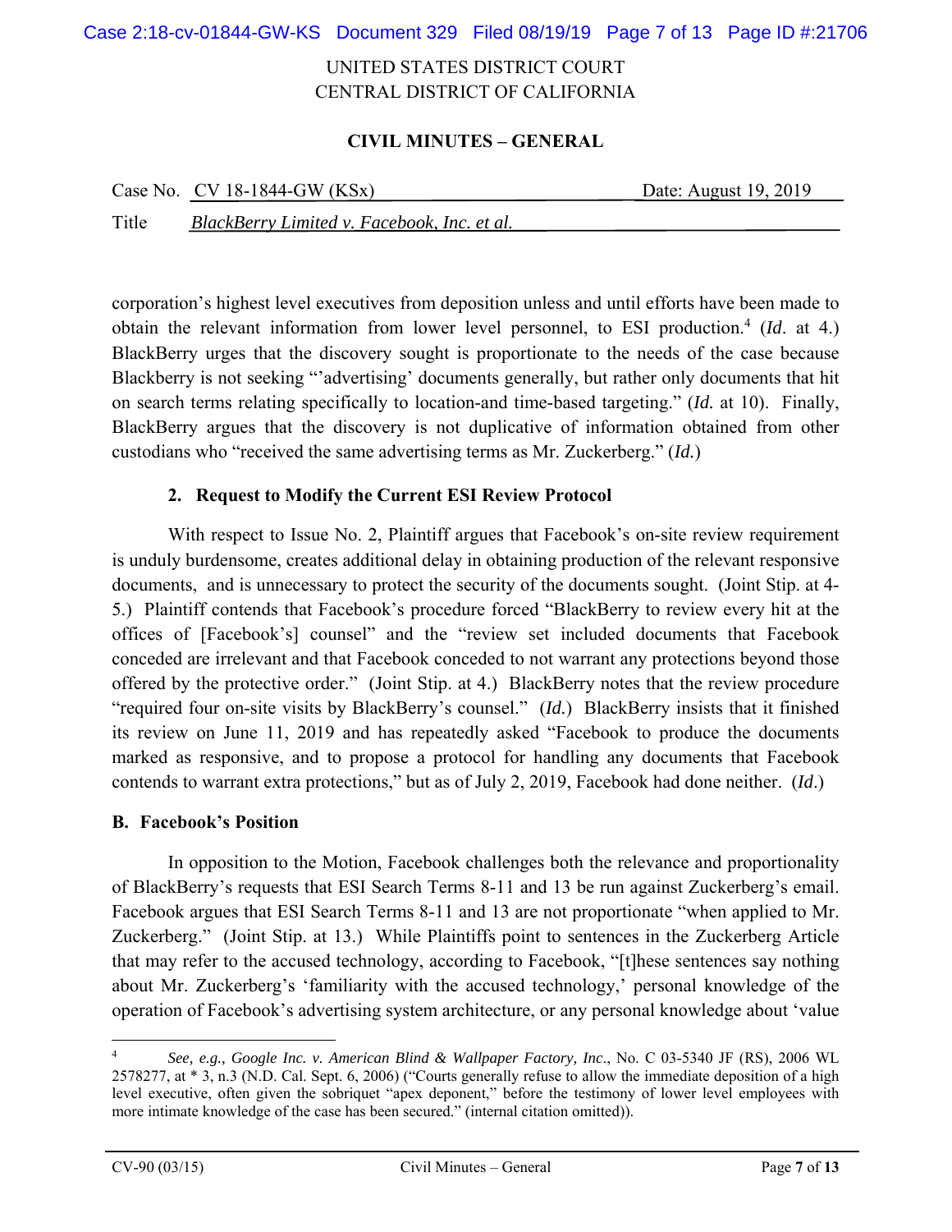UNITED STATES DISTRICT COURT
CENTRAL DISTRICT OF CALIFORNIA

**CIVIL MINUTES – GENERAL**

Case No. CV 18-1844-GW (KSx) Date: August 19, 2019

Title *BlackBerry Limited v. Facebook, Inc. et al.*

corporation's highest level executives from deposition unless and until efforts have been made to obtain the relevant information from lower level personnel, to ESI production.[4] (*Id*. at 4.) BlackBerry urges that the discovery sought is proportionate to the needs of the case because Blackberry is not seeking "'advertising' documents generally, but rather only documents that hit on search terms relating specifically to location-and time-based targeting." (*Id.* at 10). Finally, BlackBerry argues that the discovery is not duplicative of information obtained from other custodians who "received the same advertising terms as Mr. Zuckerberg." (*Id.*)

#### 2. Request to Modify the Current ESI Review Protocol

With respect to Issue No. 2, Plaintiff argues that Facebook's on-site review requirement is unduly burdensome, creates additional delay in obtaining production of the relevant responsive documents, and is unnecessary to protect the security of the documents sought. (Joint Stip. at 4-5.) Plaintiff contends that Facebook's procedure forced "BlackBerry to review every hit at the offices of [Facebook's] counsel" and the "review set included documents that Facebook conceded are irrelevant and that Facebook conceded to not warrant any protections beyond those offered by the protective order." (Joint Stip. at 4.) BlackBerry notes that the review procedure "required four on-site visits by BlackBerry's counsel." (*Id.*) BlackBerry insists that it finished its review on June 11, 2019 and has repeatedly asked "Facebook to produce the documents marked as responsive, and to propose a protocol for handling any documents that Facebook contends to warrant extra protections," but as of July 2, 2019, Facebook had done neither. (*Id*.)

### B. Facebook's Position

In opposition to the Motion, Facebook challenges both the relevance and proportionality of BlackBerry's requests that ESI Search Terms 8-11 and 13 be run against Zuckerberg's email. Facebook argues that ESI Search Terms 8-11 and 13 are not proportionate "when applied to Mr. Zuckerberg." (Joint Stip. at 13.) While Plaintiffs point to sentences in the Zuckerberg Article that may refer to the accused technology, according to Facebook, "[t]hese sentences say nothing about Mr. Zuckerberg's 'familiarity with the accused technology,' personal knowledge of the operation of Facebook's advertising system architecture, or any personal knowledge about 'value

---

[4] *See, e.g., Google Inc. v. American Blind & Wallpaper Factory, Inc*., No. C 03-5340 JF (RS), 2006 WL 2578277, at * 3, n.3 (N.D. Cal. Sept. 6, 2006) ("Courts generally refuse to allow the immediate deposition of a high level executive, often given the sobriquet "apex deponent," before the testimony of lower level employees with more intimate knowledge of the case has been secured." (internal citation omitted)).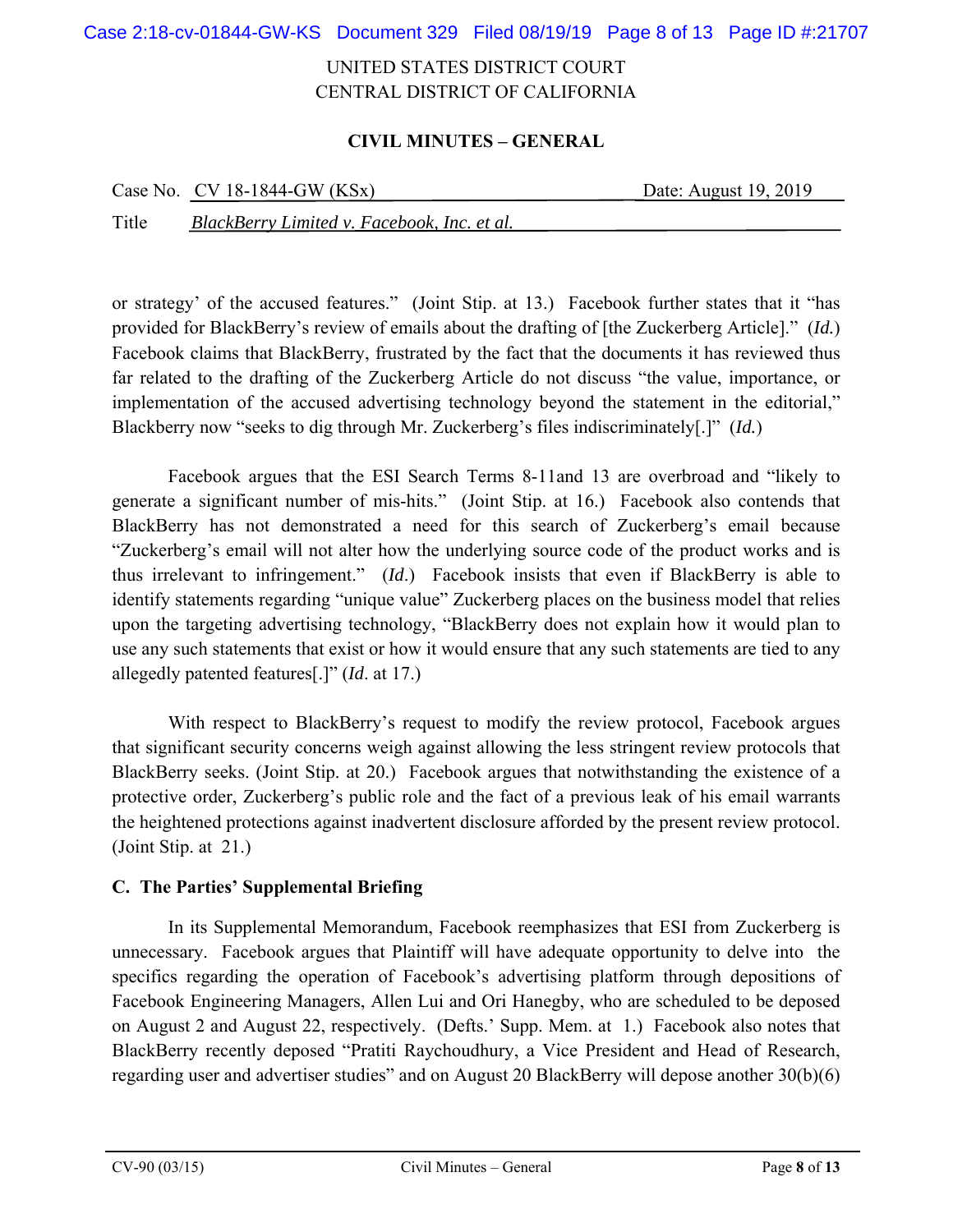or strategy' of the accused features." (Joint Stip. at 13.) Facebook further states that it "has provided for BlackBerry's review of emails about the drafting of [the Zuckerberg Article]." (*Id.*) Facebook claims that BlackBerry, frustrated by the fact that the documents it has reviewed thus far related to the drafting of the Zuckerberg Article do not discuss "the value, importance, or implementation of the accused advertising technology beyond the statement in the editorial," Blackberry now "seeks to dig through Mr. Zuckerberg's files indiscriminately[.]" (*Id.*)

Facebook argues that the ESI Search Terms 8-11and 13 are overbroad and "likely to generate a significant number of mis-hits." (Joint Stip. at 16.) Facebook also contends that BlackBerry has not demonstrated a need for this search of Zuckerberg's email because "Zuckerberg's email will not alter how the underlying source code of the product works and is thus irrelevant to infringement." (*Id*.) Facebook insists that even if BlackBerry is able to identify statements regarding "unique value" Zuckerberg places on the business model that relies upon the targeting advertising technology, "BlackBerry does not explain how it would plan to use any such statements that exist or how it would ensure that any such statements are tied to any allegedly patented features[.]" (*Id*. at 17.)

With respect to BlackBerry's request to modify the review protocol, Facebook argues that significant security concerns weigh against allowing the less stringent review protocols that BlackBerry seeks. (Joint Stip. at 20.) Facebook argues that notwithstanding the existence of a protective order, Zuckerberg's public role and the fact of a previous leak of his email warrants the heightened protections against inadvertent disclosure afforded by the present review protocol. (Joint Stip. at 21.)

### C. The Parties' Supplemental Briefing

In its Supplemental Memorandum, Facebook reemphasizes that ESI from Zuckerberg is unnecessary. Facebook argues that Plaintiff will have adequate opportunity to delve into the specifics regarding the operation of Facebook's advertising platform through depositions of Facebook Engineering Managers, Allen Lui and Ori Hanegby, who are scheduled to be deposed on August 2 and August 22, respectively. (Defts.' Supp. Mem. at 1.) Facebook also notes that BlackBerry recently deposed "Pratiti Raychoudhury, a Vice President and Head of Research, regarding user and advertiser studies" and on August 20 BlackBerry will depose another 30(b)(6)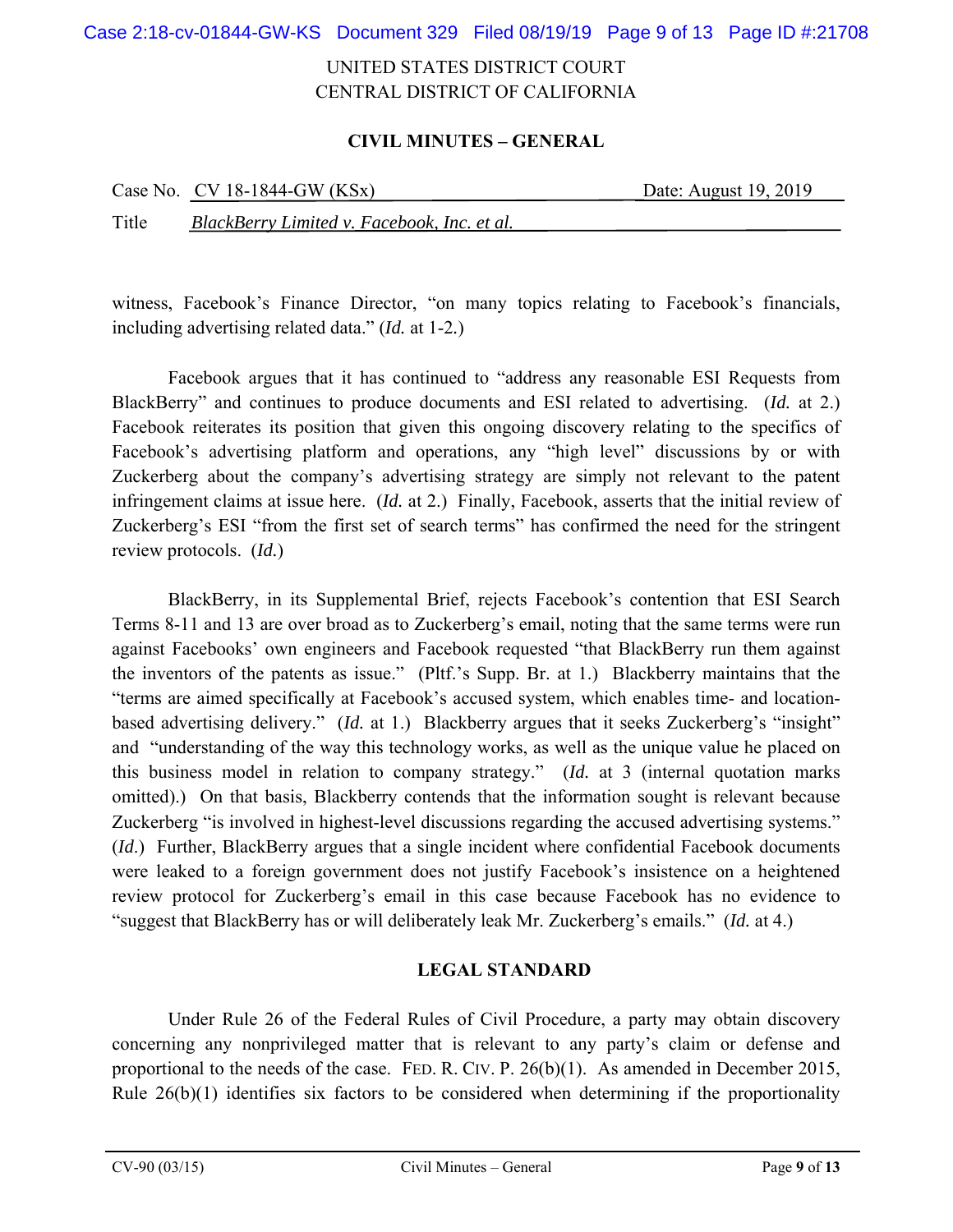witness, Facebook's Finance Director, "on many topics relating to Facebook's financials, including advertising related data." (*Id.* at 1-2.)

Facebook argues that it has continued to "address any reasonable ESI Requests from BlackBerry" and continues to produce documents and ESI related to advertising. (*Id.* at 2.) Facebook reiterates its position that given this ongoing discovery relating to the specifics of Facebook's advertising platform and operations, any "high level" discussions by or with Zuckerberg about the company's advertising strategy are simply not relevant to the patent infringement claims at issue here. (*Id.* at 2.) Finally, Facebook, asserts that the initial review of Zuckerberg's ESI "from the first set of search terms" has confirmed the need for the stringent review protocols. (*Id.*)

BlackBerry, in its Supplemental Brief, rejects Facebook's contention that ESI Search Terms 8-11 and 13 are over broad as to Zuckerberg's email, noting that the same terms were run against Facebooks' own engineers and Facebook requested "that BlackBerry run them against the inventors of the patents as issue." (Pltf.'s Supp. Br. at 1.) Blackberry maintains that the "terms are aimed specifically at Facebook's accused system, which enables time- and location-based advertising delivery." (*Id.* at 1.) Blackberry argues that it seeks Zuckerberg's "insight" and "understanding of the way this technology works, as well as the unique value he placed on this business model in relation to company strategy." (*Id.* at 3 (internal quotation marks omitted).) On that basis, Blackberry contends that the information sought is relevant because Zuckerberg "is involved in highest-level discussions regarding the accused advertising systems." (*Id.*) Further, BlackBerry argues that a single incident where confidential Facebook documents were leaked to a foreign government does not justify Facebook's insistence on a heightened review protocol for Zuckerberg's email in this case because Facebook has no evidence to "suggest that BlackBerry has or will deliberately leak Mr. Zuckerberg's emails." (*Id.* at 4.)

## LEGAL STANDARD

Under Rule 26 of the Federal Rules of Civil Procedure, a party may obtain discovery concerning any nonprivileged matter that is relevant to any party's claim or defense and proportional to the needs of the case. FED. R. CIV. P. 26(b)(1). As amended in December 2015, Rule 26(b)(1) identifies six factors to be considered when determining if the proportionality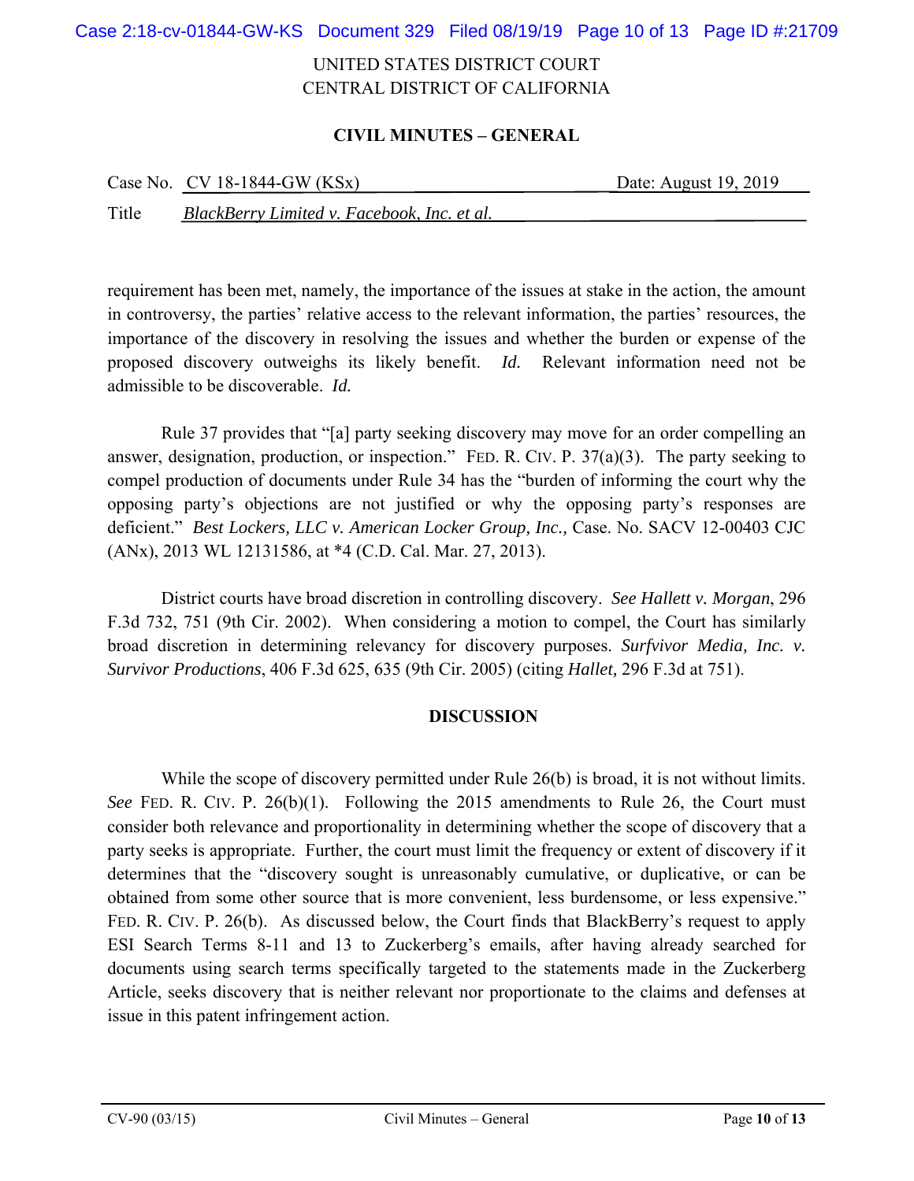UNITED STATES DISTRICT COURT
CENTRAL DISTRICT OF CALIFORNIA

**CIVIL MINUTES – GENERAL**

Case No. CV 18-1844-GW (KSx) Date: August 19, 2019

Title *BlackBerry Limited v. Facebook, Inc. et al.*

requirement has been met, namely, the importance of the issues at stake in the action, the amount in controversy, the parties' relative access to the relevant information, the parties' resources, the importance of the discovery in resolving the issues and whether the burden or expense of the proposed discovery outweighs its likely benefit. *Id.* Relevant information need not be admissible to be discoverable. *Id.*

Rule 37 provides that "[a] party seeking discovery may move for an order compelling an answer, designation, production, or inspection." FED. R. CIV. P. 37(a)(3). The party seeking to compel production of documents under Rule 34 has the "burden of informing the court why the opposing party's objections are not justified or why the opposing party's responses are deficient." *Best Lockers, LLC v. American Locker Group, Inc.,* Case. No. SACV 12-00403 CJC (ANx), 2013 WL 12131586, at *4 (C.D. Cal. Mar. 27, 2013).

District courts have broad discretion in controlling discovery. *See Hallett v. Morgan*, 296 F.3d 732, 751 (9th Cir. 2002). When considering a motion to compel, the Court has similarly broad discretion in determining relevancy for discovery purposes. *Surfvivor Media, Inc. v. Survivor Productions*, 406 F.3d 625, 635 (9th Cir. 2005) (citing *Hallet,* 296 F.3d at 751).

## DISCUSSION

While the scope of discovery permitted under Rule 26(b) is broad, it is not without limits. *See* FED. R. CIV. P. 26(b)(1). Following the 2015 amendments to Rule 26, the Court must consider both relevance and proportionality in determining whether the scope of discovery that a party seeks is appropriate. Further, the court must limit the frequency or extent of discovery if it determines that the "discovery sought is unreasonably cumulative, or duplicative, or can be obtained from some other source that is more convenient, less burdensome, or less expensive." FED. R. CIV. P. 26(b). As discussed below, the Court finds that BlackBerry's request to apply ESI Search Terms 8-11 and 13 to Zuckerberg's emails, after having already searched for documents using search terms specifically targeted to the statements made in the Zuckerberg Article, seeks discovery that is neither relevant nor proportionate to the claims and defenses at issue in this patent infringement action.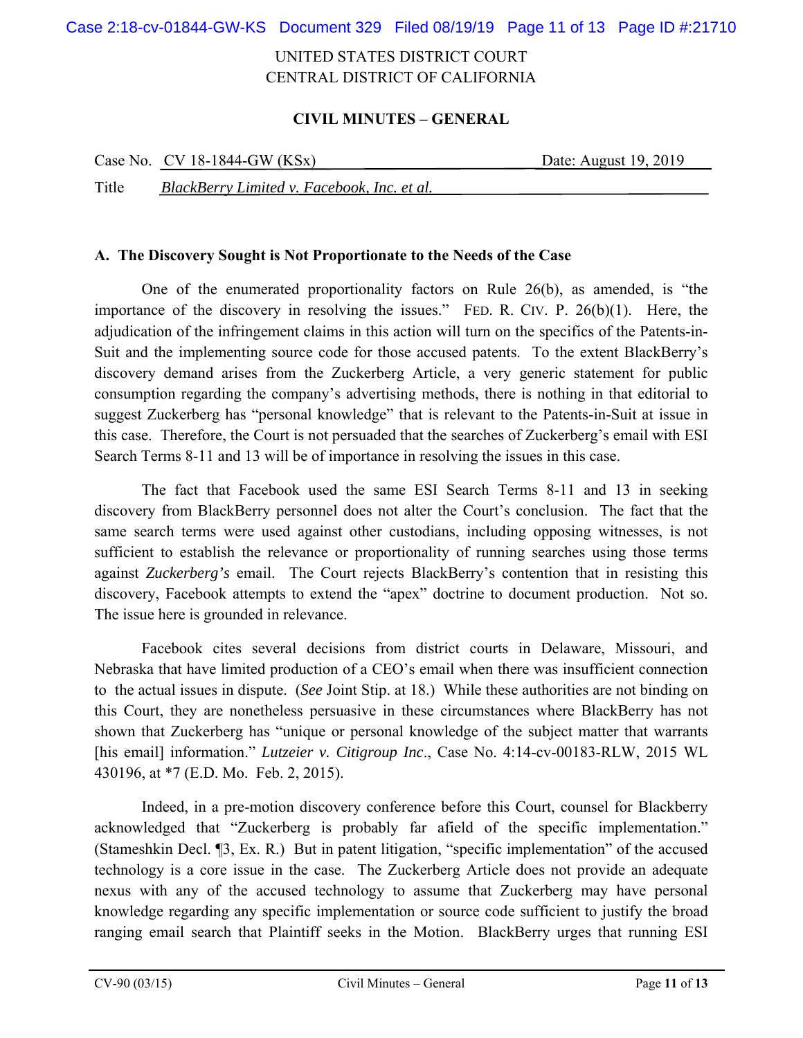UNITED STATES DISTRICT COURT
CENTRAL DISTRICT OF CALIFORNIA

**CIVIL MINUTES – GENERAL**

Case No. CV 18-1844-GW (KSx) Date: August 19, 2019

Title *BlackBerry Limited v. Facebook, Inc. et al.*

**A. The Discovery Sought is Not Proportionate to the Needs of the Case**

One of the enumerated proportionality factors on Rule 26(b), as amended, is "the importance of the discovery in resolving the issues." FED. R. CIV. P. 26(b)(1). Here, the adjudication of the infringement claims in this action will turn on the specifics of the Patents-in-Suit and the implementing source code for those accused patents. To the extent BlackBerry's discovery demand arises from the Zuckerberg Article, a very generic statement for public consumption regarding the company's advertising methods, there is nothing in that editorial to suggest Zuckerberg has "personal knowledge" that is relevant to the Patents-in-Suit at issue in this case. Therefore, the Court is not persuaded that the searches of Zuckerberg's email with ESI Search Terms 8-11 and 13 will be of importance in resolving the issues in this case.

The fact that Facebook used the same ESI Search Terms 8-11 and 13 in seeking discovery from BlackBerry personnel does not alter the Court's conclusion. The fact that the same search terms were used against other custodians, including opposing witnesses, is not sufficient to establish the relevance or proportionality of running searches using those terms against *Zuckerberg's* email. The Court rejects BlackBerry's contention that in resisting this discovery, Facebook attempts to extend the "apex" doctrine to document production. Not so. The issue here is grounded in relevance.

Facebook cites several decisions from district courts in Delaware, Missouri, and Nebraska that have limited production of a CEO's email when there was insufficient connection to the actual issues in dispute. (*See* Joint Stip. at 18.) While these authorities are not binding on this Court, they are nonetheless persuasive in these circumstances where BlackBerry has not shown that Zuckerberg has "unique or personal knowledge of the subject matter that warrants [his email] information." *Lutzeier v. Citigroup Inc*., Case No. 4:14-cv-00183-RLW, 2015 WL 430196, at *7 (E.D. Mo. Feb. 2, 2015).

Indeed, in a pre-motion discovery conference before this Court, counsel for Blackberry acknowledged that "Zuckerberg is probably far afield of the specific implementation." (Stameshkin Decl. ¶3, Ex. R.) But in patent litigation, "specific implementation" of the accused technology is a core issue in the case. The Zuckerberg Article does not provide an adequate nexus with any of the accused technology to assume that Zuckerberg may have personal knowledge regarding any specific implementation or source code sufficient to justify the broad ranging email search that Plaintiff seeks in the Motion. BlackBerry urges that running ESI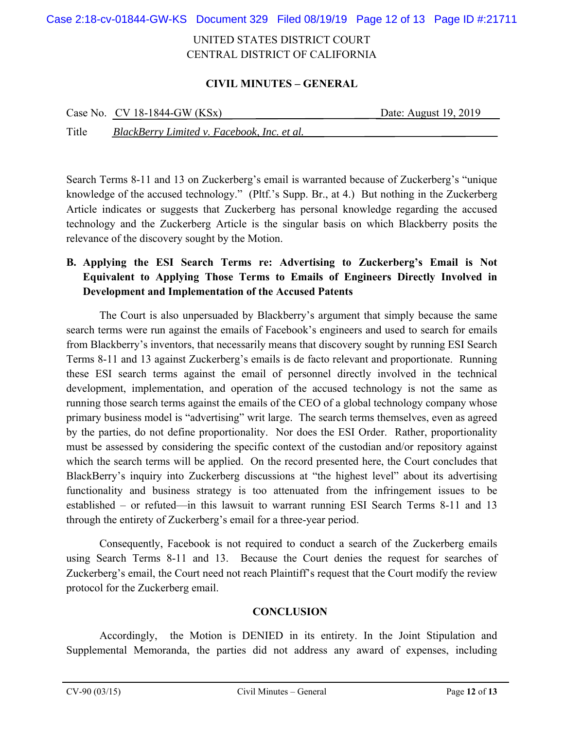UNITED STATES DISTRICT COURT
CENTRAL DISTRICT OF CALIFORNIA

**CIVIL MINUTES – GENERAL**

Case No. CV 18-1844-GW (KSx) Date: August 19, 2019

Title *BlackBerry Limited v. Facebook, Inc. et al.*

Search Terms 8-11 and 13 on Zuckerberg's email is warranted because of Zuckerberg's "unique knowledge of the accused technology." (Pltf.'s Supp. Br., at 4.) But nothing in the Zuckerberg Article indicates or suggests that Zuckerberg has personal knowledge regarding the accused technology and the Zuckerberg Article is the singular basis on which Blackberry posits the relevance of the discovery sought by the Motion.

**B. Applying the ESI Search Terms re: Advertising to Zuckerberg's Email is Not Equivalent to Applying Those Terms to Emails of Engineers Directly Involved in Development and Implementation of the Accused Patents**

The Court is also unpersuaded by Blackberry's argument that simply because the same search terms were run against the emails of Facebook's engineers and used to search for emails from Blackberry's inventors, that necessarily means that discovery sought by running ESI Search Terms 8-11 and 13 against Zuckerberg's emails is de facto relevant and proportionate. Running these ESI search terms against the email of personnel directly involved in the technical development, implementation, and operation of the accused technology is not the same as running those search terms against the emails of the CEO of a global technology company whose primary business model is "advertising" writ large. The search terms themselves, even as agreed by the parties, do not define proportionality. Nor does the ESI Order. Rather, proportionality must be assessed by considering the specific context of the custodian and/or repository against which the search terms will be applied. On the record presented here, the Court concludes that BlackBerry's inquiry into Zuckerberg discussions at "the highest level" about its advertising functionality and business strategy is too attenuated from the infringement issues to be established – or refuted—in this lawsuit to warrant running ESI Search Terms 8-11 and 13 through the entirety of Zuckerberg's email for a three-year period.

Consequently, Facebook is not required to conduct a search of the Zuckerberg emails using Search Terms 8-11 and 13. Because the Court denies the request for searches of Zuckerberg's email, the Court need not reach Plaintiff's request that the Court modify the review protocol for the Zuckerberg email.

## CONCLUSION

Accordingly, the Motion is DENIED in its entirety. In the Joint Stipulation and Supplemental Memoranda, the parties did not address any award of expenses, including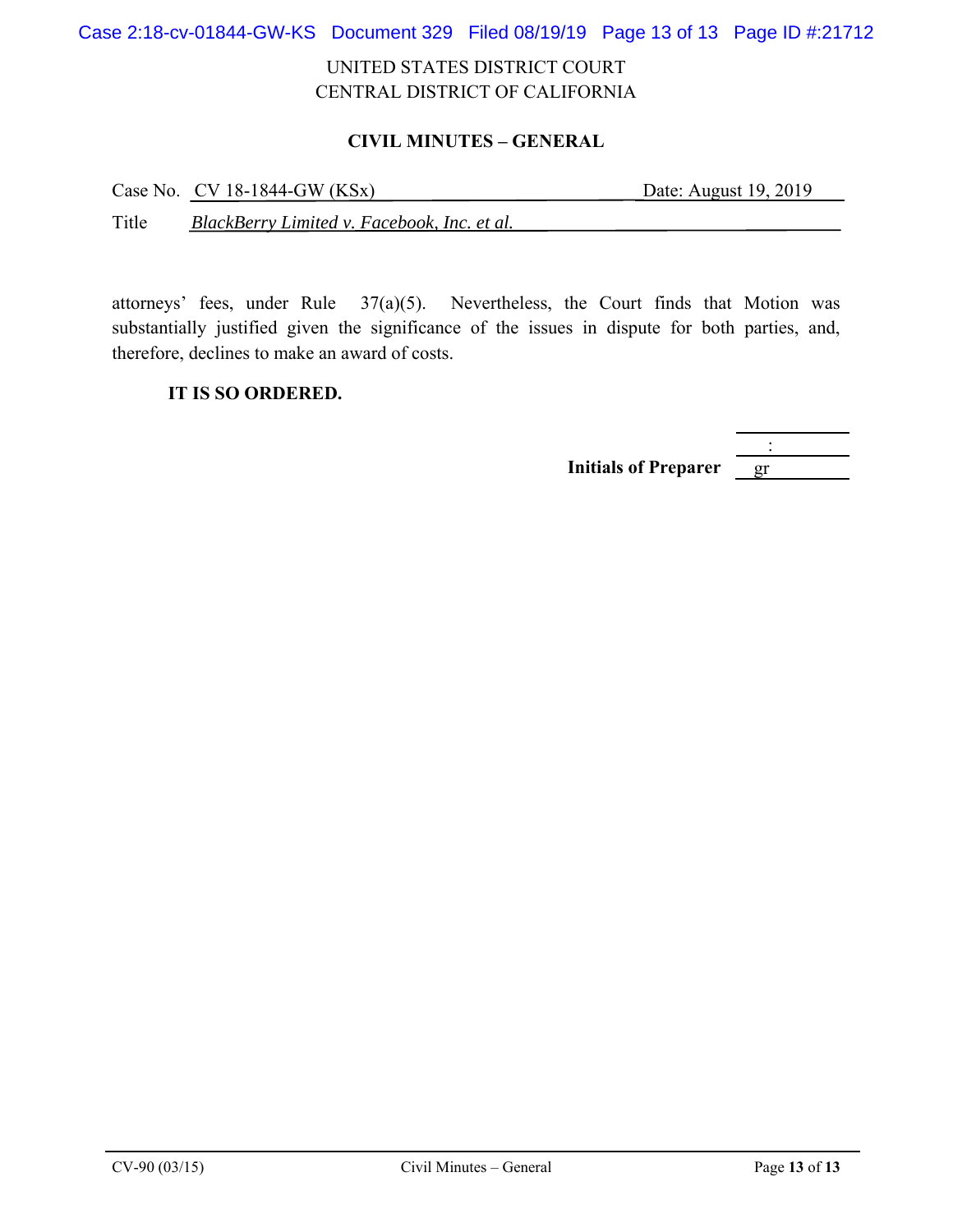UNITED STATES DISTRICT COURT
CENTRAL DISTRICT OF CALIFORNIA

**CIVIL MINUTES – GENERAL**

Case No. CV 18-1844-GW (KSx) Date: August 19, 2019

Title *BlackBerry Limited v. Facebook, Inc. et al.*

attorneys' fees, under Rule 37(a)(5). Nevertheless, the Court finds that Motion was substantially justified given the significance of the issues in dispute for both parties, and, therefore, declines to make an award of costs.

**IT IS SO ORDERED.**

:

**Initials of Preparer** gr